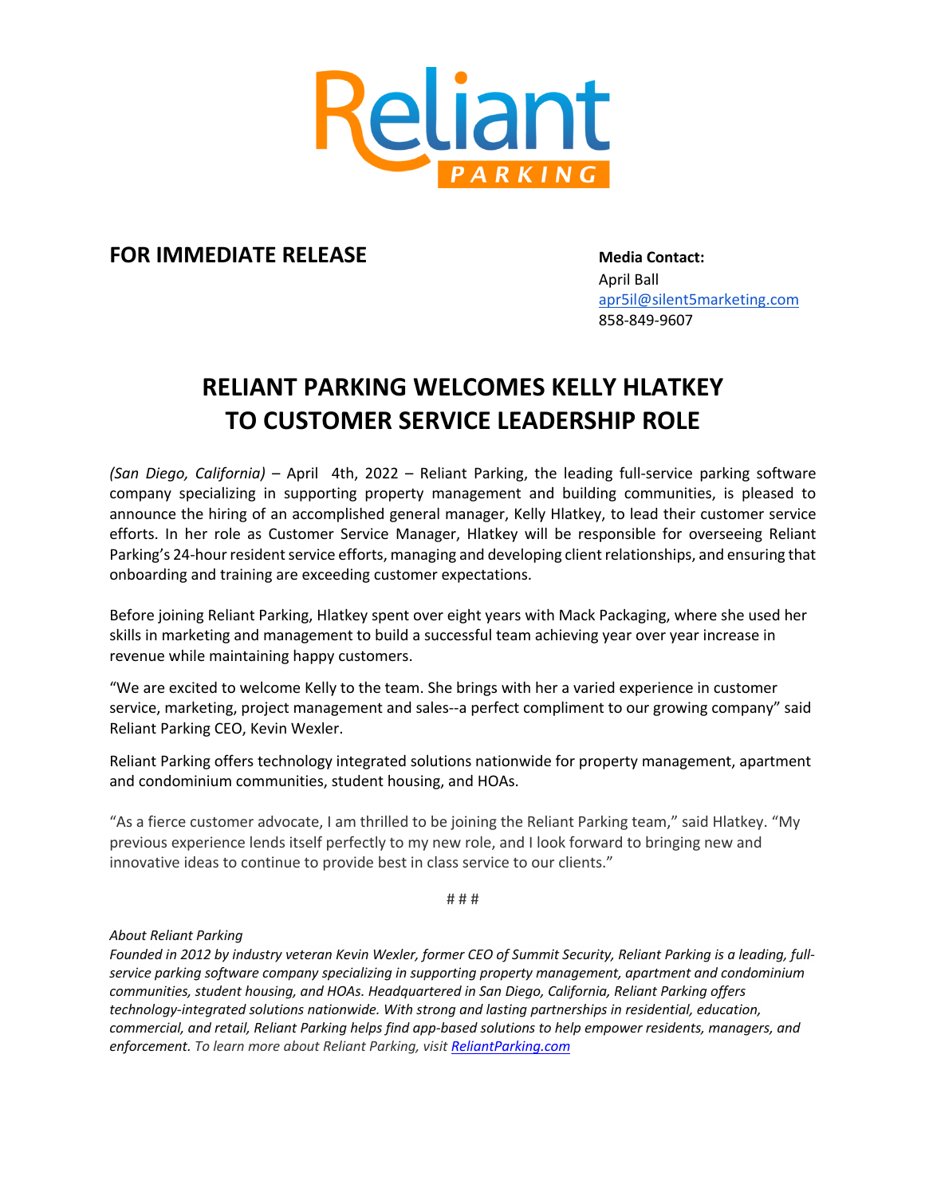Reliant PARKING

**FOR IMMEDIATE RELEASE**

**Media Contact:**
April Ball
apr5il@silent5marketing.com
858-849-9607

# RELIANT PARKING WELCOMES KELLY HLATKEY TO CUSTOMER SERVICE LEADERSHIP ROLE

*(San Diego, California)* – April 4th, 2022 – Reliant Parking, the leading full-service parking software company specializing in supporting property management and building communities, is pleased to announce the hiring of an accomplished general manager, Kelly Hlatkey, to lead their customer service efforts. In her role as Customer Service Manager, Hlatkey will be responsible for overseeing Reliant Parking's 24-hour resident service efforts, managing and developing client relationships, and ensuring that onboarding and training are exceeding customer expectations.

Before joining Reliant Parking, Hlatkey spent over eight years with Mack Packaging, where she used her skills in marketing and management to build a successful team achieving year over year increase in revenue while maintaining happy customers.

"We are excited to welcome Kelly to the team. She brings with her a varied experience in customer service, marketing, project management and sales--a perfect compliment to our growing company" said Reliant Parking CEO, Kevin Wexler.

Reliant Parking offers technology integrated solutions nationwide for property management, apartment and condominium communities, student housing, and HOAs.

"As a fierce customer advocate, I am thrilled to be joining the Reliant Parking team," said Hlatkey. "My previous experience lends itself perfectly to my new role, and I look forward to bringing new and innovative ideas to continue to provide best in class service to our clients."

# # #

*About Reliant Parking*
*Founded in 2012 by industry veteran Kevin Wexler, former CEO of Summit Security, Reliant Parking is a leading, full-service parking software company specializing in supporting property management, apartment and condominium communities, student housing, and HOAs. Headquartered in San Diego, California, Reliant Parking offers technology-integrated solutions nationwide. With strong and lasting partnerships in residential, education, commercial, and retail, Reliant Parking helps find app-based solutions to help empower residents, managers, and enforcement. To learn more about Reliant Parking, visit ReliantParking.com*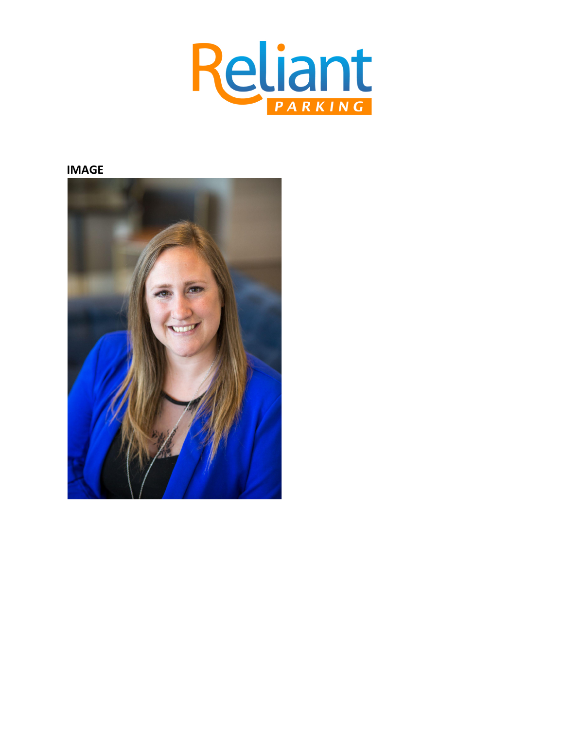Reliant

PARKING

**IMAGE**